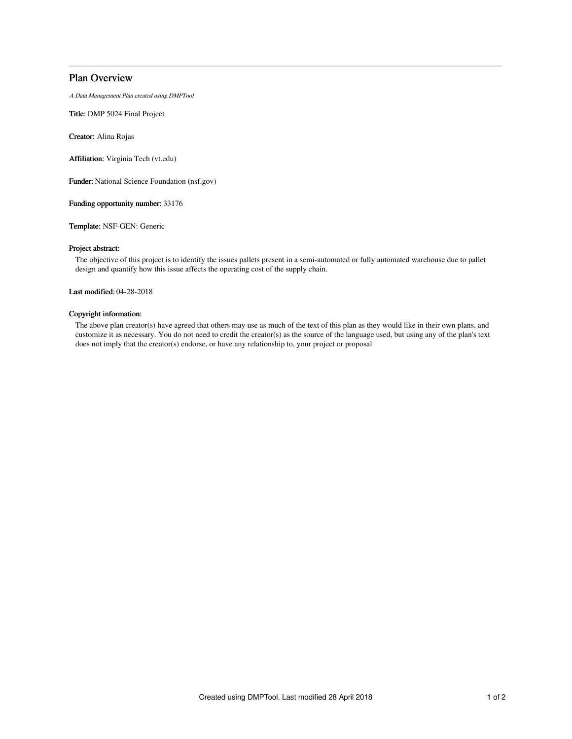# Plan Overview

*A Data Management Plan created using DMPTool*

**Title:** DMP 5024 Final Project

**Creator:** Alina Rojas

**Affiliation:** Virginia Tech (vt.edu)

**Funder:** National Science Foundation (nsf.gov)

**Funding opportunity number:** 33176

**Template:** NSF-GEN: Generic

**Project abstract:**

The objective of this project is to identify the issues pallets present in a semi-automated or fully automated warehouse due to pallet design and quantify how this issue affects the operating cost of the supply chain.

**Last modified:** 04-28-2018

**Copyright information:**

The above plan creator(s) have agreed that others may use as much of the text of this plan as they would like in their own plans, and customize it as necessary. You do not need to credit the creator(s) as the source of the language used, but using any of the plan's text does not imply that the creator(s) endorse, or have any relationship to, your project or proposal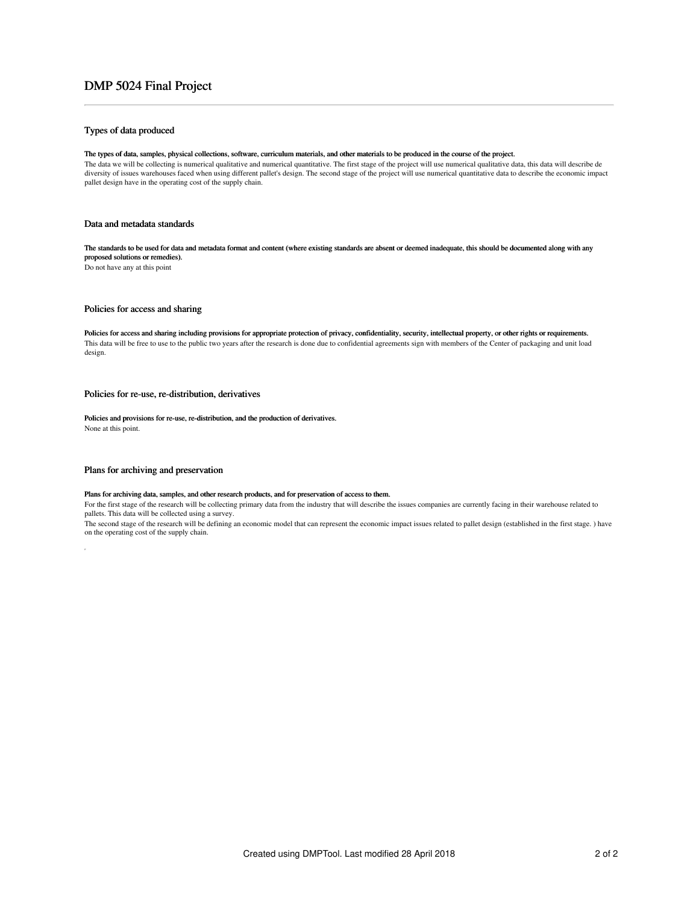# DMP 5024 Final Project

## Types of data produced

**The types of data, samples, physical collections, software, curriculum materials, and other materials to be produced in the course of the project.**

The data we will be collecting is numerical qualitative and numerical quantitative. The first stage of the project will use numerical qualitative data, this data will describe de diversity of issues warehouses faced when using different pallet's design. The second stage of the project will use numerical quantitative data to describe the economic impact pallet design have in the operating cost of the supply chain.

## Data and metadata standards

**The standards to be used for data and metadata format and content (where existing standards are absent or deemed inadequate, this should be documented along with any proposed solutions or remedies).**

Do not have any at this point

## Policies for access and sharing

**Policies for access and sharing including provisions for appropriate protection of privacy, confidentiality, security, intellectual property, or other rights or requirements.**

This data will be free to use to the public two years after the research is done due to confidential agreements sign with members of the Center of packaging and unit load design.

## Policies for re-use, re-distribution, derivatives

**Policies and provisions for re-use, re-distribution, and the production of derivatives.**

None at this point.

## Plans for archiving and preservation

**Plans for archiving data, samples, and other research products, and for preservation of access to them.**

For the first stage of the research will be collecting primary data from the industry that will describe the issues companies are currently facing in their warehouse related to pallets. This data will be collected using a survey.

The second stage of the research will be defining an economic model that can represent the economic impact issues related to pallet design (established in the first stage. ) have on the operating cost of the supply chain.